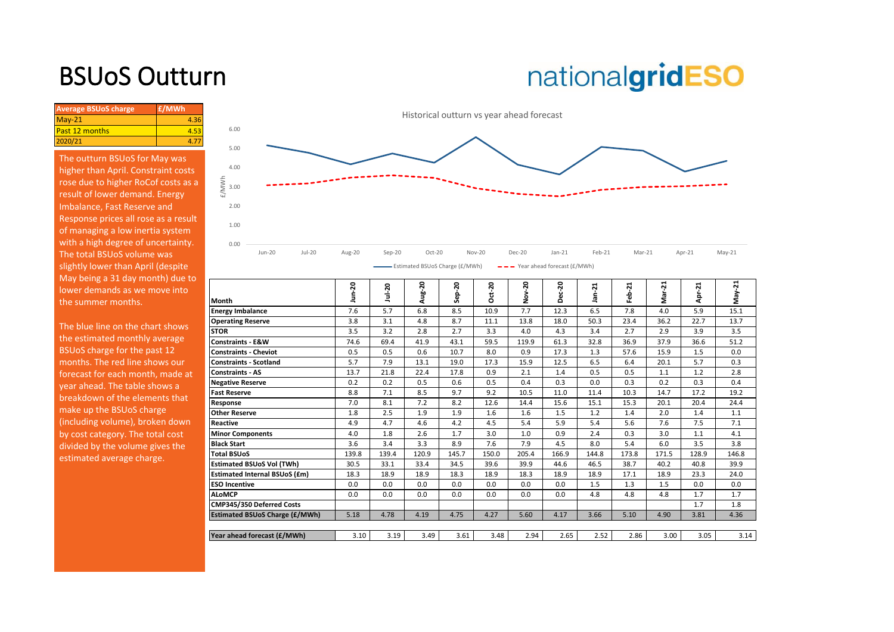# BSUoS Outturn

| Average BSUoS charge | £/MWh |
|---|---|
| May-21 | 4.36 |
| Past 12 months | 4.53 |
| 2020/21 | 4.77 |

The outturn BSUoS for May was higher than April. Constraint costs rose due to higher RoCof costs as a result of lower demand. Energy Imbalance, Fast Reserve and Response prices all rose as a result of managing a low inertia system with a high degree of uncertainty. The total BSUoS volume was slightly lower than April (despite May being a 31 day month) due to lower demands as we move into the summer months.

The blue line on the chart shows the estimated monthly average BSUoS charge for the past 12 months. The red line shows our forecast for each month, made at year ahead. The table shows a breakdown of the elements that make up the BSUoS charge (including volume), broken down by cost category. The total cost divided by the volume gives the estimated average charge.

Historical outturn vs year ahead forecast

| Month | Jun-20 | Jul-20 | Aug-20 | Sep-20 | Oct-20 | Nov-20 | Dec-20 | Jan-21 | Feb-21 | Mar-21 | Apr-21 | May-21 |
|---|---|---|---|---|---|---|---|---|---|---|---|---|
| **Energy Imbalance** | 7.6 | 5.7 | 6.8 | 8.5 | 10.9 | 7.7 | 12.3 | 6.5 | 7.8 | 4.0 | 5.9 | 15.1 |
| **Operating Reserve** | 3.8 | 3.1 | 4.8 | 8.7 | 11.1 | 13.8 | 18.0 | 50.3 | 23.4 | 36.2 | 22.7 | 13.7 |
| **STOR** | 3.5 | 3.2 | 2.8 | 2.7 | 3.3 | 4.0 | 4.3 | 3.4 | 2.7 | 2.9 | 3.9 | 3.5 |
| **Constraints - E&W** | 74.6 | 69.4 | 41.9 | 43.1 | 59.5 | 119.9 | 61.3 | 32.8 | 36.9 | 37.9 | 36.6 | 51.2 |
| **Constraints - Cheviot** | 0.5 | 0.5 | 0.6 | 10.7 | 8.0 | 0.9 | 17.3 | 1.3 | 57.6 | 15.9 | 1.5 | 0.0 |
| **Constraints - Scotland** | 5.7 | 7.9 | 13.1 | 19.0 | 17.3 | 15.9 | 12.5 | 6.5 | 6.4 | 20.1 | 5.7 | 0.3 |
| **Constraints - AS** | 13.7 | 21.8 | 22.4 | 17.8 | 0.9 | 2.1 | 1.4 | 0.5 | 0.5 | 1.1 | 1.2 | 2.8 |
| **Negative Reserve** | 0.2 | 0.2 | 0.5 | 0.6 | 0.5 | 0.4 | 0.3 | 0.0 | 0.3 | 0.2 | 0.3 | 0.4 |
| **Fast Reserve** | 8.8 | 7.1 | 8.5 | 9.7 | 9.2 | 10.5 | 11.0 | 11.4 | 10.3 | 14.7 | 17.2 | 19.2 |
| **Response** | 7.0 | 8.1 | 7.2 | 8.2 | 12.6 | 14.4 | 15.6 | 15.1 | 15.3 | 20.1 | 20.4 | 24.4 |
| **Other Reserve** | 1.8 | 2.5 | 1.9 | 1.9 | 1.6 | 1.6 | 1.5 | 1.2 | 1.4 | 2.0 | 1.4 | 1.1 |
| **Reactive** | 4.9 | 4.7 | 4.6 | 4.2 | 4.5 | 5.4 | 5.9 | 5.4 | 5.6 | 7.6 | 7.5 | 7.1 |
| **Minor Components** | 4.0 | 1.8 | 2.6 | 1.7 | 3.0 | 1.0 | 0.9 | 2.4 | 0.3 | 3.0 | 1.1 | 4.1 |
| **Black Start** | 3.6 | 3.4 | 3.3 | 8.9 | 7.6 | 7.9 | 4.5 | 8.0 | 5.4 | 6.0 | 3.5 | 3.8 |
| **Total BSUoS** | 139.8 | 139.4 | 120.9 | 145.7 | 150.0 | 205.4 | 166.9 | 144.8 | 173.8 | 171.5 | 128.9 | 146.8 |
| **Estimated BSUoS Vol (TWh)** | 30.5 | 33.1 | 33.4 | 34.5 | 39.6 | 39.9 | 44.6 | 46.5 | 38.7 | 40.2 | 40.8 | 39.9 |
| **Estimated Internal BSUoS (£m)** | 18.3 | 18.9 | 18.9 | 18.3 | 18.9 | 18.3 | 18.9 | 18.9 | 17.1 | 18.9 | 23.3 | 24.0 |
| **ESO Incentive** | 0.0 | 0.0 | 0.0 | 0.0 | 0.0 | 0.0 | 0.0 | 1.5 | 1.3 | 1.5 | 0.0 | 0.0 |
| **ALoMCP** | 0.0 | 0.0 | 0.0 | 0.0 | 0.0 | 0.0 | 0.0 | 0.0 | 4.8 | 4.8 | 1.7 | 1.7 |
| **CMP345/350 Deferred Costs** | | | | | | | | | | | 1.7 | 1.8 |
| **Estimated BSUoS Charge (£/MWh)** | 5.18 | 4.78 | 4.19 | 4.75 | 4.27 | 5.60 | 4.17 | 3.66 | 5.10 | 4.90 | 3.81 | 4.36 |
| **Year ahead forecast (£/MWh)** | 3.10 | 3.19 | 3.49 | 3.61 | 3.48 | 2.94 | 2.65 | 2.52 | 2.86 | 3.00 | 3.05 | 3.14 |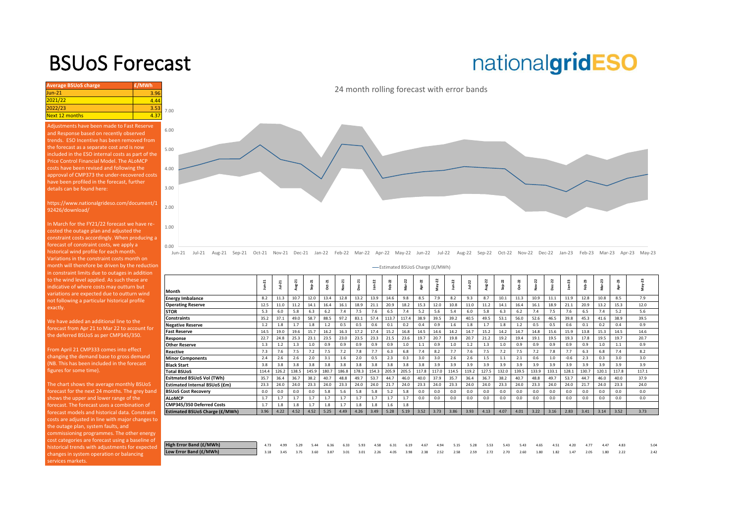# BSUoS Forecast

nationalgridESO

| Average BSUoS charge | £/MWh |
|---|---|
| Jun-21 | 3.96 |
| 2021/22 | 4.44 |
| 2022/23 | 3.53 |
| Next 12 months | 4.37 |

Adjustments have been made to Fast Reserve and Response based on recently observed trends. ESO Incentive has been removed from the forecast as a separate cost and is now included in the ESO internal costs as part of the Price Control Financial Model. The ALoMCP costs have been revised and following the approval of CMP373 the under-recovered costs have been profiled in the forecast, further details can be found here:

https://www.nationalgrideso.com/document/192426/download/

In March for the FY21/22 forecast we have re-costed the outage plan and adjusted the constraint costs accordingly. When producing a forecast of constraint costs, we apply a historical wind profile for each month. Variations in the constraint costs month on month will therefore be driven by the reduction in constraint limits due to outages in addition to the wind level applied. As such these are indicative of where costs may outturn but variations are expected due to outturn wind not following a particular historical profile exactly.

We have added an additional line to the forecast from Apr 21 to Mar 22 to account for the deferred BSUoS as per CMP345/350.

From April 21 CMP333 comes into effect changing the demand base to gross demand (NB. This has been included in the forecast figures for some time).

The chart shows the average monthly BSUoS forecast for the next 24 months. The grey band shows the upper and lower range of the forecast. The forecast uses a combination of forecast models and historical data. Constraint costs are adjusted in line with major changes to the outage plan, system faults, and commissioning programmes. The other energy cost categories are forecast using a baseline of historical trends with adjustments for expected changes in system operation or balancing services markets.

24 month rolling forecast with error bands

| Month | Jun-21 | Jul-21 | Aug-21 | Sep-21 | Oct-21 | Nov-21 | Dec-21 | Jan-22 | Feb-22 | Mar-22 | Apr-22 | May-22 | Jun-22 | Jul-22 | Aug-22 | Sep-22 | Oct-22 | Nov-22 | Dec-22 | Jan-23 | Feb-23 | Mar-23 | Apr-23 | May-23 |
|---|---|---|---|---|---|---|---|---|---|---|---|---|---|---|---|---|---|---|---|---|---|---|---|---|
| Energy Imbalance | 8.2 | 11.3 | 10.7 | 12.0 | 13.4 | 12.8 | 13.2 | 13.9 | 14.6 | 9.8 | 8.5 | 7.9 | 8.2 | 9.3 | 8.7 | 10.1 | 11.3 | 10.9 | 11.1 | 11.9 | 12.8 | 10.8 | 8.5 | 7.9 |
| Operating Reserve | 12.5 | 11.0 | 11.2 | 14.1 | 16.4 | 16.1 | 18.9 | 21.1 | 20.9 | 18.2 | 15.3 | 12.0 | 10.8 | 11.0 | 11.2 | 14.1 | 16.4 | 16.1 | 18.9 | 21.1 | 20.9 | 13.2 | 15.3 | 12.0 |
| STOR | 5.3 | 6.0 | 5.8 | 6.3 | 6.2 | 7.4 | 7.5 | 7.6 | 6.5 | 7.4 | 5.2 | 5.6 | 5.4 | 6.0 | 5.8 | 6.3 | 6.2 | 7.4 | 7.5 | 7.6 | 6.5 | 7.4 | 5.2 | 5.6 |
| Constraints | 35.2 | 37.1 | 49.0 | 58.7 | 88.5 | 97.2 | 83.1 | 57.4 | 113.7 | 117.4 | 38.9 | 39.5 | 39.2 | 40.5 | 49.5 | 53.1 | 56.0 | 52.6 | 46.5 | 39.8 | 45.3 | 41.6 | 38.9 | 39.5 |
| Negative Reserve | 1.2 | 1.8 | 1.7 | 1.8 | 1.2 | 0.5 | 0.5 | 0.6 | 0.1 | 0.2 | 0.4 | 0.9 | 1.6 | 1.8 | 1.7 | 1.8 | 1.2 | 0.5 | 0.5 | 0.6 | 0.1 | 0.2 | 0.4 | 0.9 |
| Fast Reserve | 14.5 | 19.0 | 19.6 | 15.7 | 16.2 | 16.3 | 17.2 | 17.4 | 15.2 | 16.8 | 14.5 | 14.6 | 14.2 | 14.7 | 15.2 | 14.2 | 14.7 | 14.8 | 15.6 | 15.9 | 13.8 | 15.3 | 14.5 | 14.6 |
| Response | 22.7 | 24.8 | 25.3 | 23.1 | 23.5 | 23.0 | 23.5 | 23.3 | 21.5 | 23.6 | 19.7 | 20.7 | 19.8 | 20.7 | 21.2 | 19.2 | 19.4 | 19.1 | 19.5 | 19.3 | 17.8 | 19.5 | 19.7 | 20.7 |
| Other Reserve | 1.3 | 1.2 | 1.3 | 1.0 | 0.9 | 0.9 | 0.9 | 0.9 | 0.9 | 1.0 | 1.1 | 0.9 | 1.0 | 1.2 | 1.3 | 1.0 | 0.9 | 0.9 | 0.9 | 0.9 | 0.9 | 1.0 | 1.1 | 0.9 |
| Reactive | 7.3 | 7.6 | 7.5 | 7.2 | 7.5 | 7.2 | 7.8 | 7.7 | 6.3 | 6.8 | 7.4 | 8.2 | 7.7 | 7.6 | 7.5 | 7.2 | 7.5 | 7.2 | 7.8 | 7.7 | 6.3 | 6.8 | 7.4 | 8.2 |
| Minor Components | 2.4 | 2.6 | 2.6 | 2.0 | 3.1 | 1.6 | 2.0 | 0.5 | 2.3 | 0.3 | 3.0 | 3.0 | 2.6 | 2.6 | 1.5 | 1.1 | 2.1 | 0.6 | 1.0 | -0.6 | 2.3 | 0.3 | 3.0 | 3.0 |
| Black Start | 3.8 | 3.8 | 3.8 | 3.8 | 3.8 | 3.8 | 3.8 | 3.8 | 3.8 | 3.8 | 3.8 | 3.9 | 3.9 | 3.9 | 3.9 | 3.9 | 3.9 | 3.9 | 3.9 | 3.9 | 3.9 | 3.9 | 3.9 | 3.9 |
| Total BSUoS | 114.4 | 126.2 | 138.5 | 145.9 | 180.7 | 186.8 | 178.3 | 154.3 | 205.9 | 205.5 | 117.8 | 117.0 | 114.5 | 119.2 | 127.5 | 132.0 | 139.5 | 133.9 | 133.1 | 128.1 | 130.7 | 120.1 | 117.8 | 117.1 |
| Esitmated BSUoS Vol (TWh) | 35.7 | 36.4 | 36.7 | 38.2 | 40.7 | 48.8 | 49.7 | 53.7 | 44.7 | 46.0 | 40.0 | 37.9 | 35.7 | 36.4 | 36.7 | 38.2 | 40.7 | 48.8 | 49.7 | 53.7 | 44.7 | 46.0 | 40.0 | 37.9 |
| Estimated Internal BSUoS (£m) | 23.3 | 24.0 | 24.0 | 23.3 | 24.0 | 23.3 | 24.0 | 24.0 | 21.7 | 24.0 | 23.3 | 24.0 | 23.3 | 24.0 | 24.0 | 23.3 | 24.0 | 23.3 | 24.0 | 24.0 | 21.7 | 24.0 | 23.3 | 24.0 |
| BSUoS Cost Recovery | 0.0 | 0.0 | 0.0 | 0.0 | 5.8 | 5.6 | 5.8 | 5.8 | 5.2 | 5.8 | 0.0 | 0.0 | 0.0 | 0.0 | 0.0 | 0.0 | 0.0 | 0.0 | 0.0 | 0.0 | 0.0 | 0.0 | 0.0 | 0.0 |
| ALoMCP | 1.7 | 1.7 | 1.7 | 1.7 | 1.7 | 1.7 | 1.7 | 1.7 | 1.7 | 1.7 | 0.0 | 0.0 | 0.0 | 0.0 | 0.0 | 0.0 | 0.0 | 0.0 | 0.0 | 0.0 | 0.0 | 0.0 | 0.0 | 0.0 |
| CMP345/350 Deferred Costs | 1.7 | 1.8 | 1.8 | 1.7 | 1.8 | 1.7 | 1.8 | 1.8 | 1.6 | 1.8 | | | | | | | | | | | | | | |
| Estimated BSUoS Charge (£/MWh) | 3.96 | 4.22 | 4.52 | 4.52 | 5.25 | 4.49 | 4.26 | 3.49 | 5.28 | 5.19 | 3.52 | 3.73 | 3.86 | 3.93 | 4.13 | 4.07 | 4.01 | 3.22 | 3.16 | 2.83 | 3.41 | 3.14 | 3.52 | 3.73 |
| High Error Band (£/MWh) | 4.73 | 4.99 | 5.29 | 5.44 | 6.36 | 6.33 | 5.93 | 4.58 | 6.31 | 6.19 | 4.67 | 4.94 | 5.15 | 5.28 | 5.53 | 5.43 | 5.43 | 4.65 | 4.51 | 4.20 | 4.77 | 4.47 | 4.83 | 5.04 |
| Low Error Band (£/MWh) | 3.18 | 3.45 | 3.75 | 3.60 | 3.87 | 3.01 | 3.01 | 2.26 | 4.05 | 3.98 | 2.38 | 2.52 | 2.58 | 2.59 | 2.72 | 2.70 | 2.60 | 1.80 | 1.82 | 1.47 | 2.05 | 1.80 | 2.22 | 2.42 |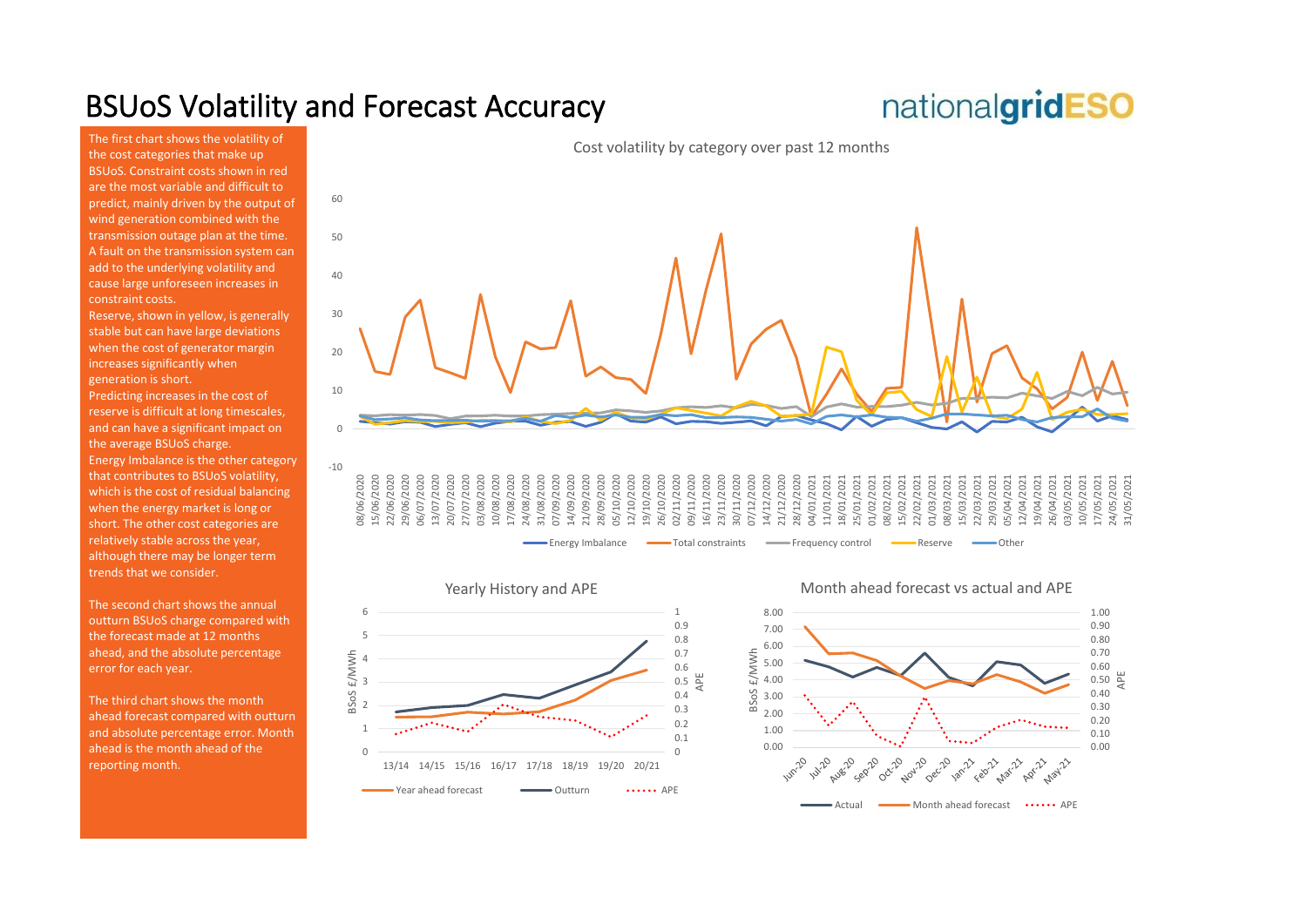# BSUoS Volatility and Forecast Accuracy

nationalgridESO

The first chart shows the volatility of the cost categories that make up BSUoS. Constraint costs shown in red are the most variable and difficult to predict, mainly driven by the output of wind generation combined with the transmission outage plan at the time. A fault on the transmission system can add to the underlying volatility and cause large unforeseen increases in constraint costs.

Reserve, shown in yellow, is generally stable but can have large deviations when the cost of generator margin increases significantly when generation is short.

Predicting increases in the cost of reserve is difficult at long timescales, and can have a significant impact on the average BSUoS charge.

Energy Imbalance is the other category that contributes to BSUoS volatility, which is the cost of residual balancing when the energy market is long or short. The other cost categories are relatively stable across the year, although there may be longer term trends that we consider.

The second chart shows the annual outturn BSUoS charge compared with the forecast made at 12 months ahead, and the absolute percentage error for each year.

The third chart shows the month ahead forecast compared with outturn and absolute percentage error. Month ahead is the month ahead of the reporting month.

Cost volatility by category over past 12 months

60
50
40
30
20
10
0
-10

08/06/2020 15/06/2020 22/06/2020 29/06/2020 06/07/2020 13/07/2020 20/07/2020 27/07/2020 03/08/2020 10/08/2020 17/08/2020 24/08/2020 31/08/2020 07/09/2020 14/09/2020 21/09/2020 28/09/2020 05/10/2020 12/10/2020 19/10/2020 26/10/2020 02/11/2020 09/11/2020 16/11/2020 23/11/2020 30/11/2020 07/12/2020 14/12/2020 21/12/2020 28/12/2020 04/01/2021 11/01/2021 18/01/2021 25/01/2021 01/02/2021 08/02/2021 15/02/2021 22/02/2021 01/03/2021 08/03/2021 15/03/2021 22/03/2021 29/03/2021 05/04/2021 12/04/2021 19/04/2021 26/04/2021 03/05/2021 10/05/2021 17/05/2021 24/05/2021 31/05/2021

Energy Imbalance — Total constraints — Frequency control — Reserve — Other

Yearly History and APE

BSoS £/MWh: 0 1 2 3 4 5 6

APE: 0 0.1 0.2 0.3 0.4 0.5 0.6 0.7 0.8 0.9 1

13/14 14/15 15/16 16/17 17/18 18/19 19/20 20/21

Year ahead forecast — Outturn — APE

Month ahead forecast vs actual and APE

BSoS £/MWh: 0.00 1.00 2.00 3.00 4.00 5.00 6.00 7.00 8.00

APE: 0.00 0.10 0.20 0.30 0.40 0.50 0.60 0.70 0.80 0.90 1.00

Jun-20 Jul-20 Aug-20 Sep-20 Oct-20 Nov-20 Dec-20 Jan-21 Feb-21 Mar-21 Apr-21 May-21

Actual — Month ahead forecast — APE